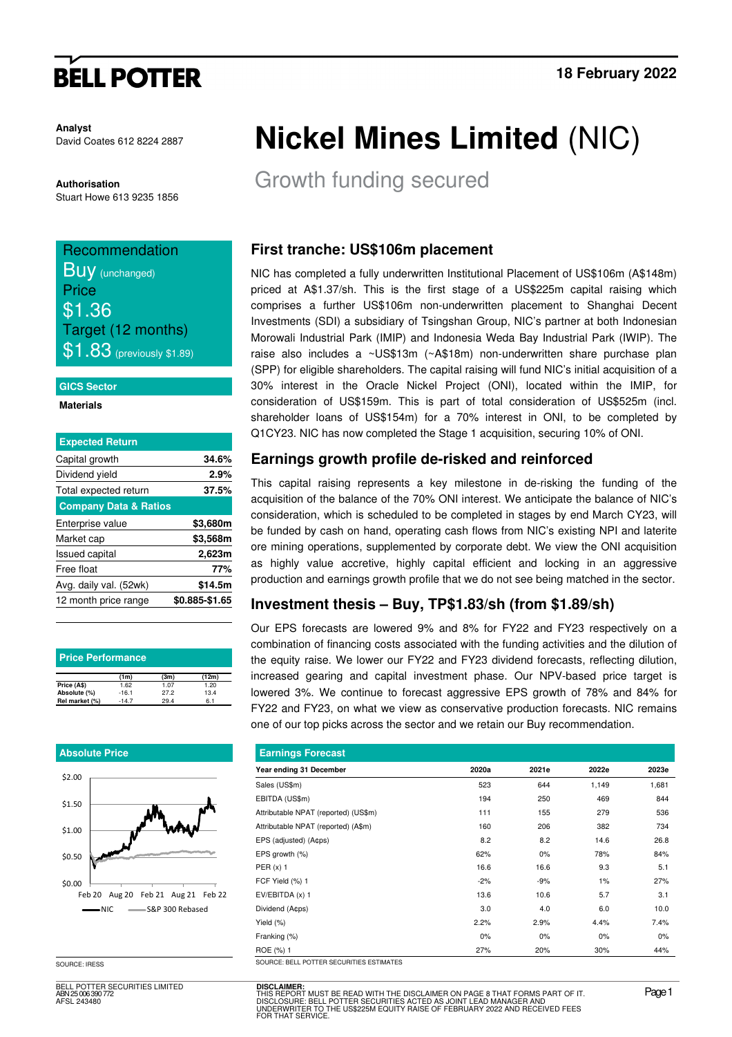**BELL POTTER**

18 February 2022

**Analyst**
David Coates 612 8224 2887

**Authorisation**
Stuart Howe 613 9235 1856

# Nickel Mines Limited (NIC)

## Growth funding secured

Recommendation
**Buy** (unchanged)
Price
$1.36
Target (12 months)
$1.83 (previously $1.89)

**GICS Sector**

**Materials**

| Expected Return | |
|---|---|
| Capital growth | 34.6% |
| Dividend yield | 2.9% |
| Total expected return | 37.5% |
| **Company Data & Ratios** | |
| Enterprise value | $3,680m |
| Market cap | $3,568m |
| Issued capital | 2,623m |
| Free float | 77% |
| Avg. daily val. (52wk) | $14.5m |
| 12 month price range | $0.885-$1.65 |

**Price Performance**

| | (1m) | (3m) | (12m) |
|---|---|---|---|
| Price (A$) | 1.62 | 1.07 | 1.20 |
| Absolute (%) | -16.1 | 27.2 | 13.4 |
| Rel market (%) | -14.7 | 29.4 | 6.1 |

**Absolute Price**

SOURCE: IRESS

### First tranche: US$106m placement

NIC has completed a fully underwritten Institutional Placement of US$106m (A$148m) priced at A$1.37/sh. This is the first stage of a US$225m capital raising which comprises a further US$106m non-underwritten placement to Shanghai Decent Investments (SDI) a subsidiary of Tsingshan Group, NIC's partner at both Indonesian Morowali Industrial Park (IMIP) and Indonesia Weda Bay Industrial Park (IWIP). The raise also includes a ~US$13m (~A$18m) non-underwritten share purchase plan (SPP) for eligible shareholders. The capital raising will fund NIC's initial acquisition of a 30% interest in the Oracle Nickel Project (ONI), located within the IMIP, for consideration of US$159m. This is part of total consideration of US$525m (incl. shareholder loans of US$154m) for a 70% interest in ONI, to be completed by Q1CY23. NIC has now completed the Stage 1 acquisition, securing 10% of ONI.

### Earnings growth profile de-risked and reinforced

This capital raising represents a key milestone in de-risking the funding of the acquisition of the balance of the 70% ONI interest. We anticipate the balance of NIC's consideration, which is scheduled to be completed in stages by end March CY23, will be funded by cash on hand, operating cash flows from NIC's existing NPI and laterite ore mining operations, supplemented by corporate debt. We view the ONI acquisition as highly value accretive, highly capital efficient and locking in an aggressive production and earnings growth profile that we do not see being matched in the sector.

### Investment thesis – Buy, TP$1.83/sh (from $1.89/sh)

Our EPS forecasts are lowered 9% and 8% for FY22 and FY23 respectively on a combination of financing costs associated with the funding activities and the dilution of the equity raise. We lower our FY22 and FY23 dividend forecasts, reflecting dilution, increased gearing and capital investment phase. Our NPV-based price target is lowered 3%. We continue to forecast aggressive EPS growth of 78% and 84% for FY22 and FY23, on what we view as conservative production forecasts. NIC remains one of our top picks across the sector and we retain our Buy recommendation.

**Earnings Forecast**

| Year ending 31 December | 2020a | 2021e | 2022e | 2023e |
|---|---|---|---|---|
| Sales (US$m) | 523 | 644 | 1,149 | 1,681 |
| EBITDA (US$m) | 194 | 250 | 469 | 844 |
| Attributable NPAT (reported) (US$m) | 111 | 155 | 279 | 536 |
| Attributable NPAT (reported) (A$m) | 160 | 206 | 382 | 734 |
| EPS (adjusted) (A¢ps) | 8.2 | 8.2 | 14.6 | 26.8 |
| EPS growth (%) | 62% | 0% | 78% | 84% |
| PER (x) 1 | 16.6 | 16.6 | 9.3 | 5.1 |
| FCF Yield (%) 1 | -2% | -9% | 1% | 27% |
| EV/EBITDA (x) 1 | 13.6 | 10.6 | 5.7 | 3.1 |
| Dividend (A¢ps) | 3.0 | 4.0 | 6.0 | 10.0 |
| Yield (%) | 2.2% | 2.9% | 4.4% | 7.4% |
| Franking (%) | 0% | 0% | 0% | 0% |
| ROE (%) 1 | 27% | 20% | 30% | 44% |

SOURCE: BELL POTTER SECURITIES ESTIMATES

BELL POTTER SECURITIES LIMITED
ABN 25 006 390 772
AFSL 243480

**DISCLAIMER:**
THIS REPORT MUST BE READ WITH THE DISCLAIMER ON PAGE 8 THAT FORMS PART OF IT.
DISCLOSURE: BELL POTTER SECURITIES ACTED AS JOINT LEAD MANAGER AND UNDERWRITER TO THE US$225M EQUITY RAISE OF FEBRUARY 2022 AND RECEIVED FEES FOR THAT SERVICE.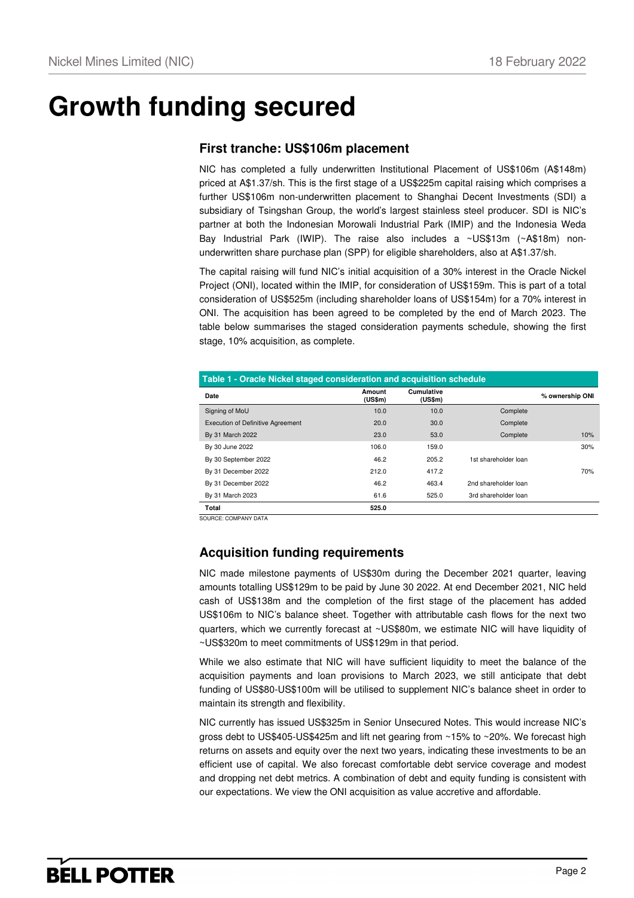# Growth funding secured

## First tranche: US$106m placement

NIC has completed a fully underwritten Institutional Placement of US$106m (A$148m) priced at A$1.37/sh. This is the first stage of a US$225m capital raising which comprises a further US$106m non-underwritten placement to Shanghai Decent Investments (SDI) a subsidiary of Tsingshan Group, the world's largest stainless steel producer. SDI is NIC's partner at both the Indonesian Morowali Industrial Park (IMIP) and the Indonesia Weda Bay Industrial Park (IWIP). The raise also includes a ~US$13m (~A$18m) non-underwritten share purchase plan (SPP) for eligible shareholders, also at A$1.37/sh.

The capital raising will fund NIC's initial acquisition of a 30% interest in the Oracle Nickel Project (ONI), located within the IMIP, for consideration of US$159m. This is part of a total consideration of US$525m (including shareholder loans of US$154m) for a 70% interest in ONI. The acquisition has been agreed to be completed by the end of March 2023. The table below summarises the staged consideration payments schedule, showing the first stage, 10% acquisition, as complete.

**Table 1 - Oracle Nickel staged consideration and acquisition schedule**

| Date | Amount (US$m) | Cumulative (US$m) | | % ownership ONI |
|---|---|---|---|---|
| Signing of MoU | 10.0 | 10.0 | Complete | |
| Execution of Definitive Agreement | 20.0 | 30.0 | Complete | |
| By 31 March 2022 | 23.0 | 53.0 | Complete | 10% |
| By 30 June 2022 | 106.0 | 159.0 | | 30% |
| By 30 September 2022 | 46.2 | 205.2 | 1st shareholder loan | |
| By 31 December 2022 | 212.0 | 417.2 | | 70% |
| By 31 December 2022 | 46.2 | 463.4 | 2nd shareholder loan | |
| By 31 March 2023 | 61.6 | 525.0 | 3rd shareholder loan | |
| **Total** | **525.0** | | | |

SOURCE: COMPANY DATA

## Acquisition funding requirements

NIC made milestone payments of US$30m during the December 2021 quarter, leaving amounts totalling US$129m to be paid by June 30 2022. At end December 2021, NIC held cash of US$138m and the completion of the first stage of the placement has added US$106m to NIC's balance sheet. Together with attributable cash flows for the next two quarters, which we currently forecast at ~US$80m, we estimate NIC will have liquidity of ~US$320m to meet commitments of US$129m in that period.

While we also estimate that NIC will have sufficient liquidity to meet the balance of the acquisition payments and loan provisions to March 2023, we still anticipate that debt funding of US$80-US$100m will be utilised to supplement NIC's balance sheet in order to maintain its strength and flexibility.

NIC currently has issued US$325m in Senior Unsecured Notes. This would increase NIC's gross debt to US$405-US$425m and lift net gearing from ~15% to ~20%. We forecast high returns on assets and equity over the next two years, indicating these investments to be an efficient use of capital. We also forecast comfortable debt service coverage and modest and dropping net debt metrics. A combination of debt and equity funding is consistent with our expectations. We view the ONI acquisition as value accretive and affordable.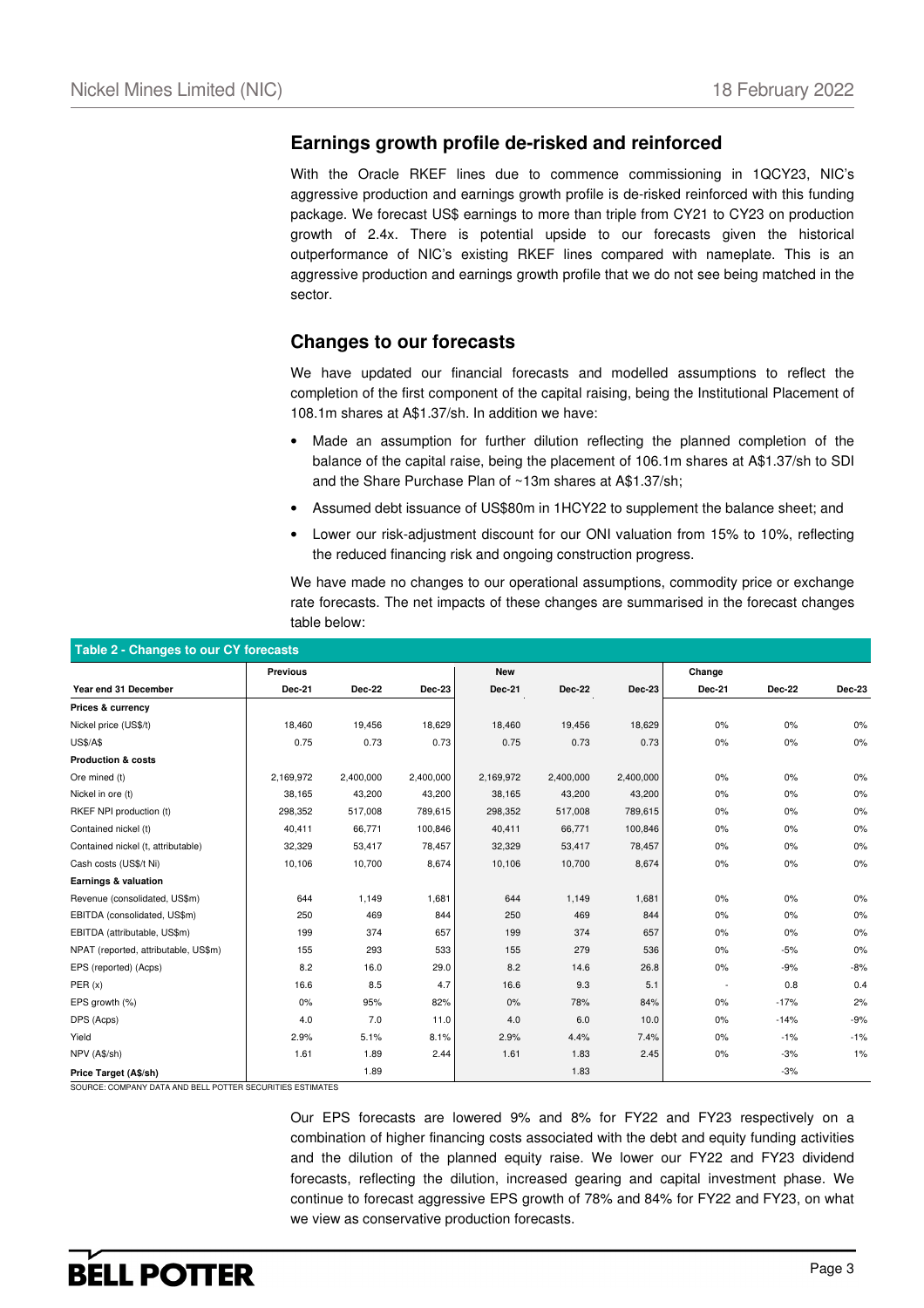## Earnings growth profile de-risked and reinforced

With the Oracle RKEF lines due to commence commissioning in 1QCY23, NIC's aggressive production and earnings growth profile is de-risked reinforced with this funding package. We forecast US$ earnings to more than triple from CY21 to CY23 on production growth of 2.4x. There is potential upside to our forecasts given the historical outperformance of NIC's existing RKEF lines compared with nameplate. This is an aggressive production and earnings growth profile that we do not see being matched in the sector.

## Changes to our forecasts

We have updated our financial forecasts and modelled assumptions to reflect the completion of the first component of the capital raising, being the Institutional Placement of 108.1m shares at A$1.37/sh. In addition we have:

- Made an assumption for further dilution reflecting the planned completion of the balance of the capital raise, being the placement of 106.1m shares at A$1.37/sh to SDI and the Share Purchase Plan of ~13m shares at A$1.37/sh;
- Assumed debt issuance of US$80m in 1HCY22 to supplement the balance sheet; and
- Lower our risk-adjustment discount for our ONI valuation from 15% to 10%, reflecting the reduced financing risk and ongoing construction progress.

We have made no changes to our operational assumptions, commodity price or exchange rate forecasts. The net impacts of these changes are summarised in the forecast changes table below:

**Table 2 - Changes to our CY forecasts**

| | Previous | | | New | | | Change | | |
|---|---|---|---|---|---|---|---|---|---|
| **Year end 31 December** | **Dec-21** | **Dec-22** | **Dec-23** | **Dec-21** | **Dec-22** | **Dec-23** | **Dec-21** | **Dec-22** | **Dec-23** |
| **Prices & currency** | | | | | | | | | |
| Nickel price (US$/t) | 18,460 | 19,456 | 18,629 | 18,460 | 19,456 | 18,629 | 0% | 0% | 0% |
| US$/A$ | 0.75 | 0.73 | 0.73 | 0.75 | 0.73 | 0.73 | 0% | 0% | 0% |
| **Production & costs** | | | | | | | | | |
| Ore mined (t) | 2,169,972 | 2,400,000 | 2,400,000 | 2,169,972 | 2,400,000 | 2,400,000 | 0% | 0% | 0% |
| Nickel in ore (t) | 38,165 | 43,200 | 43,200 | 38,165 | 43,200 | 43,200 | 0% | 0% | 0% |
| RKEF NPI production (t) | 298,352 | 517,008 | 789,615 | 298,352 | 517,008 | 789,615 | 0% | 0% | 0% |
| Contained nickel (t) | 40,411 | 66,771 | 100,846 | 40,411 | 66,771 | 100,846 | 0% | 0% | 0% |
| Contained nickel (t, attributable) | 32,329 | 53,417 | 78,457 | 32,329 | 53,417 | 78,457 | 0% | 0% | 0% |
| Cash costs (US$/t Ni) | 10,106 | 10,700 | 8,674 | 10,106 | 10,700 | 8,674 | 0% | 0% | 0% |
| **Earnings & valuation** | | | | | | | | | |
| Revenue (consolidated, US$m) | 644 | 1,149 | 1,681 | 644 | 1,149 | 1,681 | 0% | 0% | 0% |
| EBITDA (consolidated, US$m) | 250 | 469 | 844 | 250 | 469 | 844 | 0% | 0% | 0% |
| EBITDA (attributable, US$m) | 199 | 374 | 657 | 199 | 374 | 657 | 0% | 0% | 0% |
| NPAT (reported, attributable, US$m) | 155 | 293 | 533 | 155 | 279 | 536 | 0% | -5% | 0% |
| EPS (reported) (Acps) | 8.2 | 16.0 | 29.0 | 8.2 | 14.6 | 26.8 | 0% | -9% | -8% |
| PER (x) | 16.6 | 8.5 | 4.7 | 16.6 | 9.3 | 5.1 | - | 0.8 | 0.4 |
| EPS growth (%) | 0% | 95% | 82% | 0% | 78% | 84% | 0% | -17% | 2% |
| DPS (Acps) | 4.0 | 7.0 | 11.0 | 4.0 | 6.0 | 10.0 | 0% | -14% | -9% |
| Yield | 2.9% | 5.1% | 8.1% | 2.9% | 4.4% | 7.4% | 0% | -1% | -1% |
| NPV (A$/sh) | 1.61 | 1.89 | 2.44 | 1.61 | 1.83 | 2.45 | 0% | -3% | 1% |
| **Price Target (A$/sh)** | | 1.89 | | | 1.83 | | | -3% | |

SOURCE: COMPANY DATA AND BELL POTTER SECURITIES ESTIMATES

Our EPS forecasts are lowered 9% and 8% for FY22 and FY23 respectively on a combination of higher financing costs associated with the debt and equity funding activities and the dilution of the planned equity raise. We lower our FY22 and FY23 dividend forecasts, reflecting the dilution, increased gearing and capital investment phase. We continue to forecast aggressive EPS growth of 78% and 84% for FY22 and FY23, on what we view as conservative production forecasts.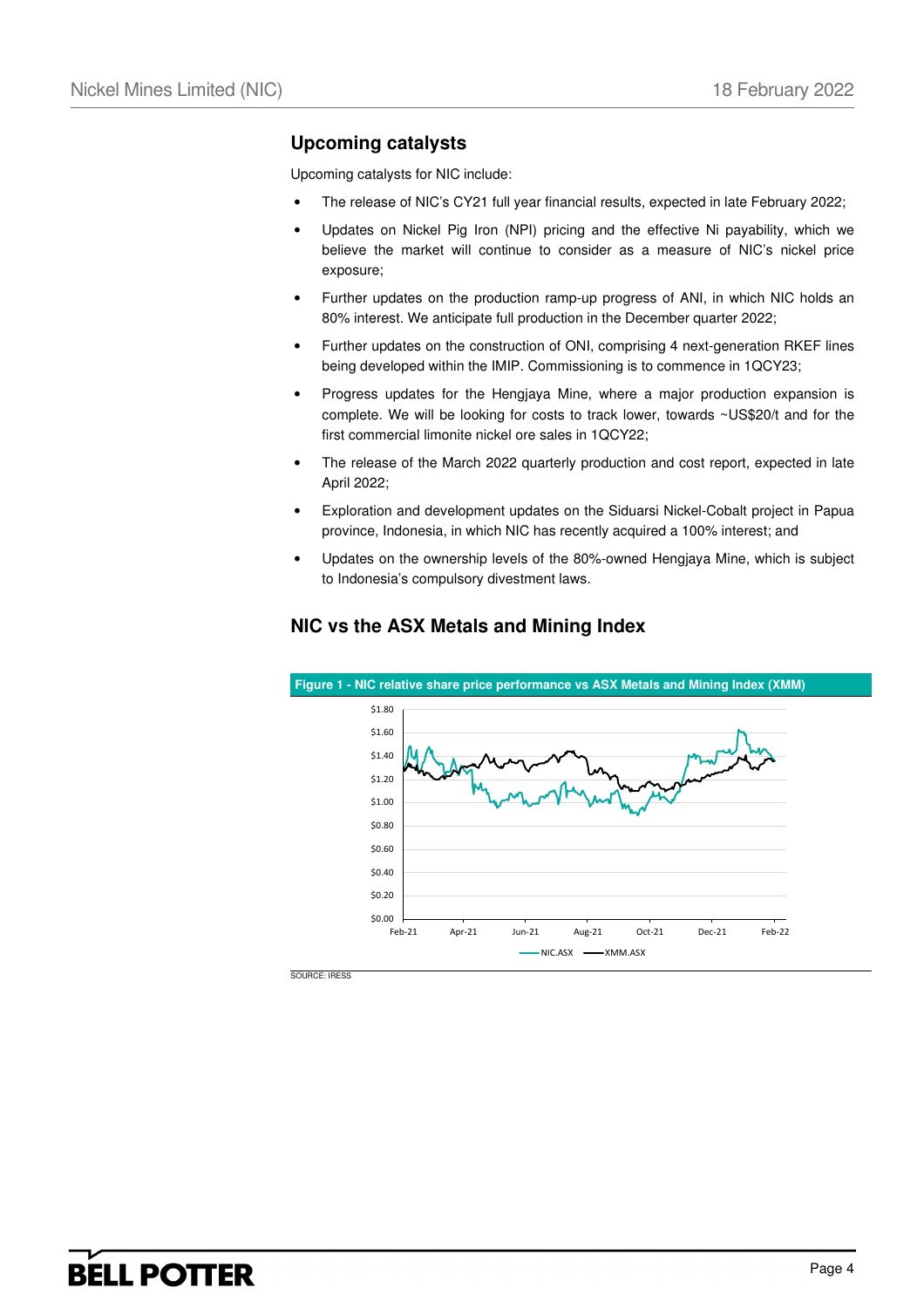## Upcoming catalysts

Upcoming catalysts for NIC include:

- The release of NIC's CY21 full year financial results, expected in late February 2022;
- Updates on Nickel Pig Iron (NPI) pricing and the effective Ni payability, which we believe the market will continue to consider as a measure of NIC's nickel price exposure;
- Further updates on the production ramp-up progress of ANI, in which NIC holds an 80% interest. We anticipate full production in the December quarter 2022;
- Further updates on the construction of ONI, comprising 4 next-generation RKEF lines being developed within the IMIP. Commissioning is to commence in 1QCY23;
- Progress updates for the Hengjaya Mine, where a major production expansion is complete. We will be looking for costs to track lower, towards ~US$20/t and for the first commercial limonite nickel ore sales in 1QCY22;
- The release of the March 2022 quarterly production and cost report, expected in late April 2022;
- Exploration and development updates on the Siduarsi Nickel-Cobalt project in Papua province, Indonesia, in which NIC has recently acquired a 100% interest; and
- Updates on the ownership levels of the 80%-owned Hengjaya Mine, which is subject to Indonesia's compulsory divestment laws.

## NIC vs the ASX Metals and Mining Index

**Figure 1 - NIC relative share price performance vs ASX Metals and Mining Index (XMM)**

SOURCE: IRESS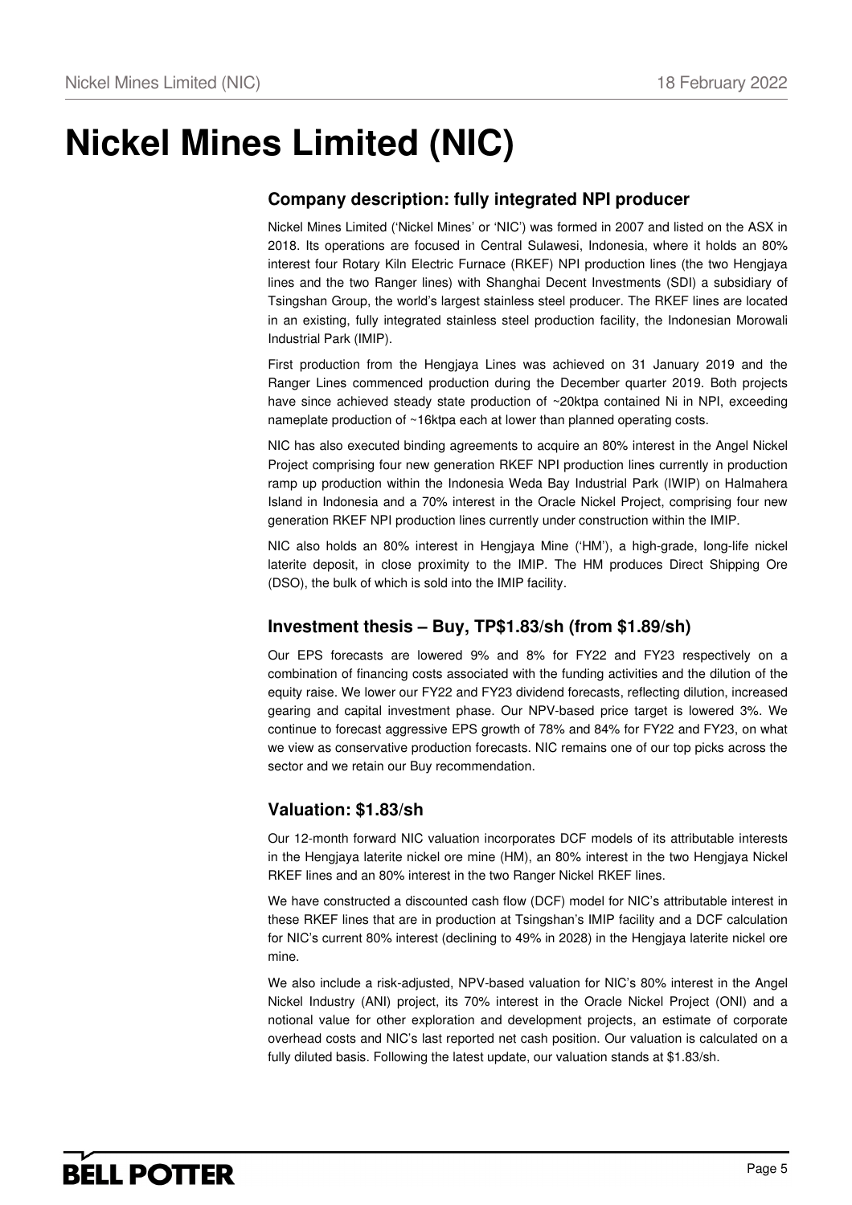# Nickel Mines Limited (NIC)

## Company description: fully integrated NPI producer

Nickel Mines Limited ('Nickel Mines' or 'NIC') was formed in 2007 and listed on the ASX in 2018. Its operations are focused in Central Sulawesi, Indonesia, where it holds an 80% interest four Rotary Kiln Electric Furnace (RKEF) NPI production lines (the two Hengjaya lines and the two Ranger lines) with Shanghai Decent Investments (SDI) a subsidiary of Tsingshan Group, the world's largest stainless steel producer. The RKEF lines are located in an existing, fully integrated stainless steel production facility, the Indonesian Morowali Industrial Park (IMIP).

First production from the Hengjaya Lines was achieved on 31 January 2019 and the Ranger Lines commenced production during the December quarter 2019. Both projects have since achieved steady state production of ~20ktpa contained Ni in NPI, exceeding nameplate production of ~16ktpa each at lower than planned operating costs.

NIC has also executed binding agreements to acquire an 80% interest in the Angel Nickel Project comprising four new generation RKEF NPI production lines currently in production ramp up production within the Indonesia Weda Bay Industrial Park (IWIP) on Halmahera Island in Indonesia and a 70% interest in the Oracle Nickel Project, comprising four new generation RKEF NPI production lines currently under construction within the IMIP.

NIC also holds an 80% interest in Hengjaya Mine ('HM'), a high-grade, long-life nickel laterite deposit, in close proximity to the IMIP. The HM produces Direct Shipping Ore (DSO), the bulk of which is sold into the IMIP facility.

## Investment thesis – Buy, TP$1.83/sh (from $1.89/sh)

Our EPS forecasts are lowered 9% and 8% for FY22 and FY23 respectively on a combination of financing costs associated with the funding activities and the dilution of the equity raise. We lower our FY22 and FY23 dividend forecasts, reflecting dilution, increased gearing and capital investment phase. Our NPV-based price target is lowered 3%. We continue to forecast aggressive EPS growth of 78% and 84% for FY22 and FY23, on what we view as conservative production forecasts. NIC remains one of our top picks across the sector and we retain our Buy recommendation.

## Valuation: $1.83/sh

Our 12-month forward NIC valuation incorporates DCF models of its attributable interests in the Hengjaya laterite nickel ore mine (HM), an 80% interest in the two Hengjaya Nickel RKEF lines and an 80% interest in the two Ranger Nickel RKEF lines.

We have constructed a discounted cash flow (DCF) model for NIC's attributable interest in these RKEF lines that are in production at Tsingshan's IMIP facility and a DCF calculation for NIC's current 80% interest (declining to 49% in 2028) in the Hengjaya laterite nickel ore mine.

We also include a risk-adjusted, NPV-based valuation for NIC's 80% interest in the Angel Nickel Industry (ANI) project, its 70% interest in the Oracle Nickel Project (ONI) and a notional value for other exploration and development projects, an estimate of corporate overhead costs and NIC's last reported net cash position. Our valuation is calculated on a fully diluted basis. Following the latest update, our valuation stands at $1.83/sh.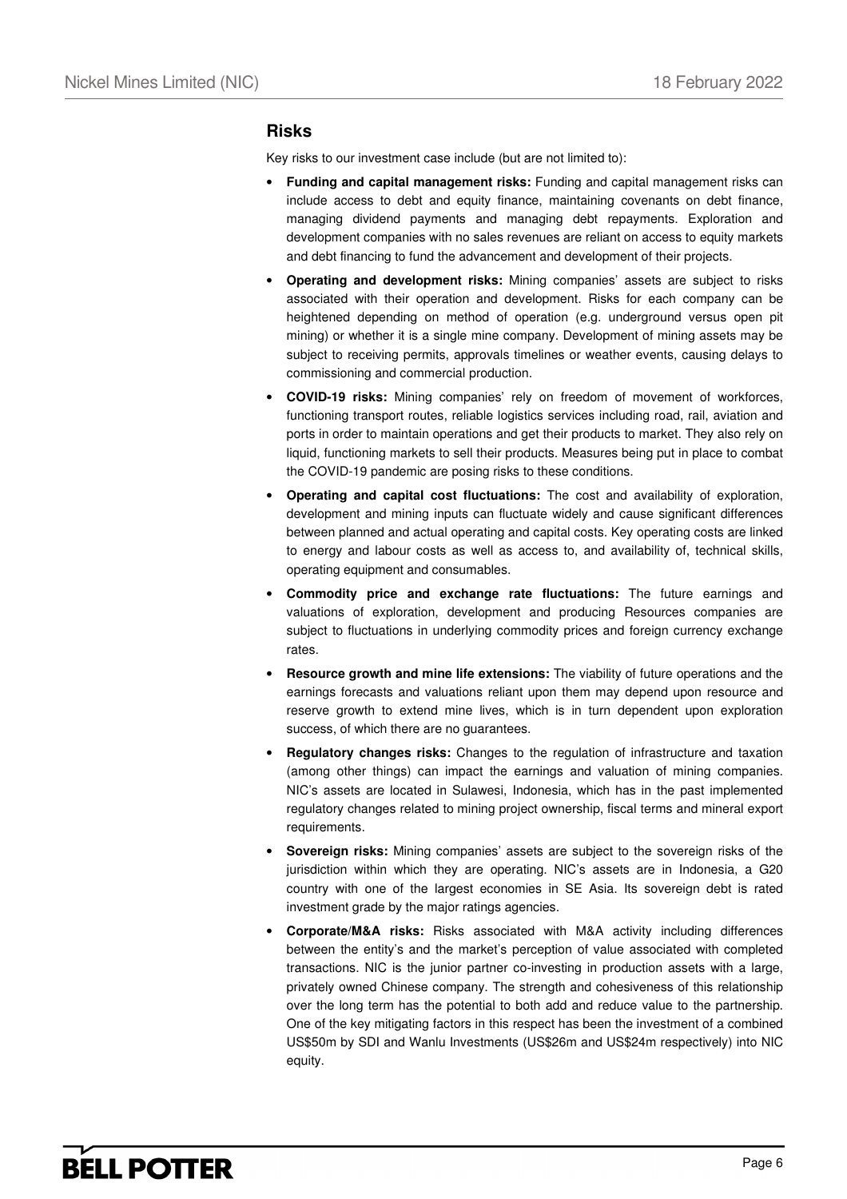## Risks

Key risks to our investment case include (but are not limited to):

- **Funding and capital management risks:** Funding and capital management risks can include access to debt and equity finance, maintaining covenants on debt finance, managing dividend payments and managing debt repayments. Exploration and development companies with no sales revenues are reliant on access to equity markets and debt financing to fund the advancement and development of their projects.
- **Operating and development risks:** Mining companies' assets are subject to risks associated with their operation and development. Risks for each company can be heightened depending on method of operation (e.g. underground versus open pit mining) or whether it is a single mine company. Development of mining assets may be subject to receiving permits, approvals timelines or weather events, causing delays to commissioning and commercial production.
- **COVID-19 risks:** Mining companies' rely on freedom of movement of workforces, functioning transport routes, reliable logistics services including road, rail, aviation and ports in order to maintain operations and get their products to market. They also rely on liquid, functioning markets to sell their products. Measures being put in place to combat the COVID-19 pandemic are posing risks to these conditions.
- **Operating and capital cost fluctuations:** The cost and availability of exploration, development and mining inputs can fluctuate widely and cause significant differences between planned and actual operating and capital costs. Key operating costs are linked to energy and labour costs as well as access to, and availability of, technical skills, operating equipment and consumables.
- **Commodity price and exchange rate fluctuations:** The future earnings and valuations of exploration, development and producing Resources companies are subject to fluctuations in underlying commodity prices and foreign currency exchange rates.
- **Resource growth and mine life extensions:** The viability of future operations and the earnings forecasts and valuations reliant upon them may depend upon resource and reserve growth to extend mine lives, which is in turn dependent upon exploration success, of which there are no guarantees.
- **Regulatory changes risks:** Changes to the regulation of infrastructure and taxation (among other things) can impact the earnings and valuation of mining companies. NIC's assets are located in Sulawesi, Indonesia, which has in the past implemented regulatory changes related to mining project ownership, fiscal terms and mineral export requirements.
- **Sovereign risks:** Mining companies' assets are subject to the sovereign risks of the jurisdiction within which they are operating. NIC's assets are in Indonesia, a G20 country with one of the largest economies in SE Asia. Its sovereign debt is rated investment grade by the major ratings agencies.
- **Corporate/M&A risks:** Risks associated with M&A activity including differences between the entity's and the market's perception of value associated with completed transactions. NIC is the junior partner co-investing in production assets with a large, privately owned Chinese company. The strength and cohesiveness of this relationship over the long term has the potential to both add and reduce value to the partnership. One of the key mitigating factors in this respect has been the investment of a combined US$50m by SDI and Wanlu Investments (US$26m and US$24m respectively) into NIC equity.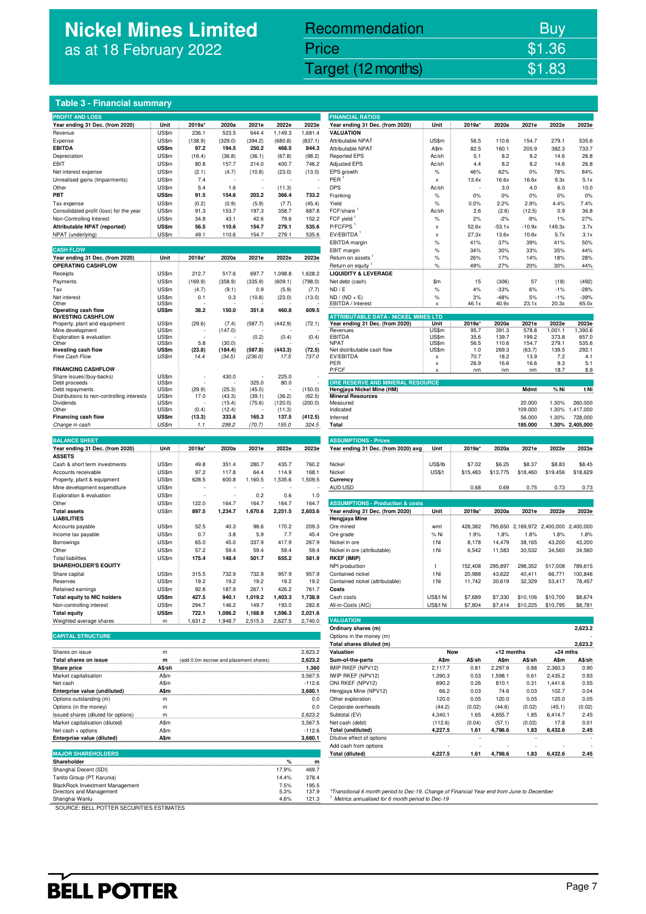# Nickel Mines Limited
as at 18 February 2022

| Recommendation | Buy |
|---|---|
| Price | $1.36 |
| Target (12 months) | $1.83 |

## Table 3 - Financial summary

### PROFIT AND LOSS

| Year ending 31 Dec. (from 2020) | Unit | 2019a* | 2020a | 2021e | 2022e | 2023e |
|---|---|---|---|---|---|---|
| Revenue | US$m | 236.1 | 523.5 | 644.4 | 1,149.3 | 1,681.4 |
| Expense | US$m | (138.9) | (329.0) | (394.2) | (680.8) | (837.1) |
| **EBITDA** | **US$m** | **97.2** | **194.5** | **250.2** | **468.5** | **844.3** |
| Depreciation | US$m | (16.4) | (36.8) | (36.1) | (67.8) | (98.2) |
| EBIT | US$m | 80.8 | 157.7 | 214.0 | 400.7 | 746.2 |
| Net interest expense | US$m | (2.1) | (4.7) | (10.8) | (23.0) | (13.0) |
| Unrealised gains (Impairments) | US$m | 7.4 | - | - | - | - |
| Other | US$m | 5.4 | 1.6 | - | (11.3) | - |
| **PBT** | **US$m** | **91.5** | **154.6** | **203.2** | **366.4** | **733.2** |
| Tax expense | US$m | (0.2) | (0.9) | (5.9) | (7.7) | (45.4) |
| Consolidated profit (loss) for the year | US$m | 91.3 | 153.7 | 197.3 | 358.7 | 687.8 |
| Non-Controlling Interest | US$m | 34.8 | 43.1 | 42.6 | 79.6 | 152.2 |
| **Attributable NPAT (reported)** | **US$m** | **56.5** | **110.6** | **154.7** | **279.1** | **535.6** |
| NPAT (underlying) | US$m | 49.1 | 110.6 | 154.7 | 279.1 | 535.6 |

### CASH FLOW

| Year ending 31 Dec. (from 2020) | Unit | 2019a* | 2020a | 2021e | 2022e | 2023e |
|---|---|---|---|---|---|---|
| **OPERATING CASHFLOW** | | | | | | |
| Receipts | US$m | 212.7 | 517.6 | 697.7 | 1,098.8 | 1,628.2 |
| Payments | US$m | (169.9) | (358.9) | (335.9) | (609.1) | (798.0) |
| Tax | US$m | (4.7) | (9.1) | 0.9 | (5.9) | (7.7) |
| Net interest | US$m | 0.1 | 0.3 | (10.8) | (23.0) | (13.0) |
| Other | US$m | - | - | - | - | - |
| **Operating cash flow** | **US$m** | **38.2** | **150.0** | **351.8** | **460.8** | **809.5** |
| **INVESTING CASHFLOW** | | | | | | |
| Property, plant and equipment | US$m | (29.6) | (7.4) | (587.7) | (442.9) | (72.1) |
| Mine development | US$m | - | (147.0) | - | - | - |
| Exploration & evaluation | US$m | - | - | (0.2) | (0.4) | (0.4) |
| Other | US$m | 5.8 | (30.0) | - | - | - |
| **Investing cash flow** | **US$m** | **(23.8)** | **(184.4)** | **(587.8)** | **(443.3)** | **(72.5)** |
| *Free Cash Flow* | *US$m* | *14.4* | *(34.5)* | *(236.0)* | *17.5* | *737.0* |
| **FINANCING CASHFLOW** | | | | | | |
| Share issues/(buy-backs) | US$m | - | 430.0 | - | 225.0 | - |
| Debt proceeds | US$m | - | - | 325.0 | 80.0 | - |
| Debt repayments | US$m | (29.9) | (25.3) | (45.0) | - | (150.0) |
| Distributions to non-controlling interests | US$m | 17.0 | (43.3) | (39.1) | (36.2) | (62.5) |
| Dividends | US$m | - | (15.4) | (75.6) | (120.0) | (200.0) |
| Other | US$m | (0.4) | (12.4) | - | (11.3) | - |
| **Financing cash flow** | **US$m** | **(13.3)** | **333.6** | **165.3** | **137.5** | **(412.5)** |
| *Change in cash* | *US$m* | *1.1* | *299.2* | *(70.7)* | *155.0* | *324.5* |

### BALANCE SHEET

| Year ending 31 Dec. (from 2020) | Unit | 2019a* | 2020a | 2021e | 2022e | 2023e |
|---|---|---|---|---|---|---|
| **ASSETS** | | | | | | |
| Cash & short term investments | US$m | 49.8 | 351.4 | 280.7 | 435.7 | 760.2 |
| Accounts receivable | US$m | 97.2 | 117.8 | 64.4 | 114.9 | 168.1 |
| Property, plant & equipment | US$m | 628.5 | 600.8 | 1,160.5 | 1,535.6 | 1,509.5 |
| Mine development expenditure | US$m | - | - | - | - | - |
| Exploration & evaluation | US$m | - | - | 0.2 | 0.6 | 1.0 |
| Other | US$m | 122.0 | 164.7 | 164.7 | 164.7 | 164.7 |
| **Total assets** | **US$m** | **897.5** | **1,234.7** | **1,670.6** | **2,251.5** | **2,603.6** |
| **LIABILITIES** | | | | | | |
| Accounts payable | US$m | 52.5 | 40.3 | 98.6 | 170.2 | 209.3 |
| Income tax payable | US$m | 0.7 | 3.8 | 5.9 | 7.7 | 45.4 |
| Borrowings | US$m | 65.0 | 45.0 | 337.9 | 417.9 | 267.9 |
| Other | US$m | 57.2 | 59.4 | 59.4 | 59.4 | 59.4 |
| Total liabilities | US$m | 175.4 | 148.4 | 501.7 | 655.2 | 581.9 |
| **SHAREHOLDER'S EQUITY** | | | | | | |
| Share capital | US$m | 315.5 | 732.9 | 732.9 | 957.9 | 957.9 |
| Reserves | US$m | 19.2 | 19.2 | 19.2 | 19.2 | 19.2 |
| Retained earnings | US$m | 92.8 | 187.9 | 267.1 | 426.2 | 761.7 |
| **Total equity to NIC holders** | **US$m** | **427.5** | **940.1** | **1,019.2** | **1,403.3** | **1,738.9** |
| Non-controlling interest | US$m | 294.7 | 146.2 | 149.7 | 193.0 | 282.8 |
| **Total equity** | **US$m** | **722.1** | **1,086.2** | **1,168.9** | **1,596.3** | **2,021.6** |
| Weighted average shares | m | 1,631.2 | 1,948.7 | 2,515.3 | 2,627.5 | 2,740.0 |

### CAPITAL STRUCTURE

| | | | |
|---|---|---|---|
| Shares on issue | m | | 2,623.2 |
| **Total shares on issue** | **m** | (add 0.0m escrow and placement shares) | **2,623.2** |
| **Share price** | **A$/sh** | | **1.360** |
| Market capitalisation | A$m | | 3,567.5 |
| Net cash | A$m | | -112.6 |
| **Enterprise value (undiluted)** | **A$m** | | **3,680.1** |
| Options outstanding (m) | m | | 0.0 |
| Options (in the money) | m | | 0.0 |
| Issued shares (diluted for options) | m | | 2,623.2 |
| Market capitalisation (diluted) | A$m | | 3,567.5 |
| Net cash + options | A$m | | -112.6 |
| **Enterprise value (diluted)** | **A$m** | | **3,680.1** |

### MAJOR SHAREHOLDERS

| Shareholder | % | m |
|---|---|---|
| Shanghai Decent (SDI) | 17.9% | 469.7 |
| Tanito Group (PT Karunia) | 14.4% | 378.4 |
| BlackRock Investment Management | 7.5% | 195.5 |
| Directors and Management | 5.3% | 137.9 |
| Shanghai Wanlu | 4.6% | 121.3 |

### FINANCIAL RATIOS

| Year ending 31 Dec. (from 2020) | Unit | 2019a* | 2020a | 2021e | 2022e | 2023e |
|---|---|---|---|---|---|---|
| **VALUATION** | | | | | | |
| Attributable NPAT | US$m | 56.5 | 110.6 | 154.7 | 279.1 | 535.6 |
| Attributable NPAT | A$m | 82.5 | 160.1 | 205.9 | 382.3 | 733.7 |
| Reported EPS | Ac/sh | 5.1 | 8.2 | 8.2 | 14.6 | 26.8 |
| Adjusted EPS | Ac/sh | 4.4 | 8.2 | 8.2 | 14.6 | 26.8 |
| EPS growth | % | 46% | 62% | 0% | 78% | 84% |
| PER [1] | x | 13.4x | 16.6x | 16.6x | 9.3x | 5.1x |
| DPS | Ac/sh | - | 3.0 | 4.0 | 6.0 | 10.0 |
| Franking | % | 0% | 0% | 0% | 0% | 0% |
| Yield | % | 0.0% | 2.2% | 2.9% | 4.4% | 7.4% |
| FCF/share [1] | Ac/sh | 2.6 | (2.6) | (12.5) | 0.9 | 36.8 |
| FCF yield [1] | % | 2% | -2% | -9% | 1% | 27% |
| P/FCFPS [1] | x | 52.6x | -53.1x | -10.9x | 149.3x | 3.7x |
| EV/EBITDA [1] | x | 27.3x | 13.6x | 10.6x | 5.7x | 3.1x |
| EBITDA margin | % | 41% | 37% | 39% | 41% | 50% |
| EBIT margin | % | 34% | 30% | 33% | 35% | 44% |
| Return on assets [1] | % | 26% | 17% | 14% | 18% | 28% |
| Return on equity [1] | % | 49% | 27% | 20% | 30% | 44% |
| **LIQUIDITY & LEVERAGE** | | | | | | |
| Net debt (cash) | $m | 15 | (306) | 57 | (18) | (492) |
| ND / E | % | 4% | -33% | 6% | -1% | -28% |
| ND / (ND + E) | % | 3% | -48% | 5% | -1% | -39% |
| EBITDA / Interest | x | 46.1x | 40.9x | 23.1x | 20.3x | 65.0x |

### ATTRIBUTABLE DATA - NICKEL MINES LTD

| Year ending 31 Dec. (from 2020) | Unit | 2019a* | 2020a | 2021e | 2022e | 2023e |
|---|---|---|---|---|---|---|
| Revenues | US$m | 95.7 | 391.3 | 578.8 | 1,001.1 | 1,390.6 |
| EBITDA | US$m | 35.6 | 139.7 | 199.2 | 373.8 | 657.0 |
| NPAT | US$m | 56.5 | 110.6 | 154.7 | 279.1 | 535.6 |
| Net distributable cash flow | US$m | 1.0 | 269.3 | (63.7) | 139.5 | 292.1 |
| EV/EBITDA | x | 70.7 | 18.2 | 13.9 | 7.2 | 4.1 |
| PER | x | 26.9 | 16.6 | 16.6 | 9.3 | 5.1 |
| P/FCF | x | nm | nm | nm | 18.7 | 8.9 |

### ORE RESERVE AND MINERAL RESOURCE

| Hengjaya Nickel Mine (HM) | Mdmt | % Ni | t Ni |
|---|---|---|---|
| **Mineral Resources** | | | |
| Measured | 20.000 | 1.30% | 260,000 |
| Indicated | 109.000 | 1.30% | 1,417,000 |
| Inferred | 56.000 | 1.30% | 728,000 |
| **Total** | **185.000** | **1.30%** | **2,405,000** |

### ASSUMPTIONS - Prices

| Year ending 31 Dec. (from 2020) avg | Unit | 2019a* | 2020a | 2021e | 2022e | 2023e |
|---|---|---|---|---|---|---|
| Nickel | US$/lb | $7.02 | $6.25 | $8.37 | $8.83 | $8.45 |
| Nickel | US$/t | $15,483 | $13,775 | $18,460 | $19,456 | $18,629 |
| **Currency** | | | | | | |
| AUD:USD | | 0.68 | 0.69 | 0.75 | 0.73 | 0.73 |

### ASSUMPTIONS - Production & costs

| Year ending 31 Dec. (from 2020) | Unit | 2019a* | 2020a | 2021e | 2022e | 2023e |
|---|---|---|---|---|---|---|
| **Hengjaya Mine** | | | | | | |
| Ore mined | wmt | 428,382 | 795,650 | 2,169,972 | 2,400,000 | 2,400,000 |
| Ore grade | % Ni | 1.9% | 1.8% | 1.8% | 1.8% | 1.8% |
| Nickel in ore | t Ni | 8,178 | 14,479 | 38,165 | 43,200 | 43,200 |
| Nickel in ore (attributable) | t Ni | 6,542 | 11,583 | 30,532 | 34,560 | 34,560 |
| **RKEF (IMIP)** | | | | | | |
| NPI production | t | 152,408 | 295,897 | 298,352 | 517,008 | 789,615 |
| Contained nickel | t Ni | 20,988 | 43,622 | 40,411 | 66,771 | 100,846 |
| Contained nickel (attributable) | t Ni | 11,742 | 30,619 | 32,329 | 53,417 | 78,457 |
| **Costs** | | | | | | |
| Cash costs | US$/t Ni | $7,689 | $7,330 | $10,106 | $10,700 | $8,674 |
| All-in-Costs (AIC) | US$/t Ni | $7,804 | $7,414 | $10,225 | $10,795 | $8,781 |

### VALUATION

| | | | | | | |
|---|---|---|---|---|---|---|
| Ordinary shares (m) | | | | | | 2,623.2 |
| Options in the money (m) | | | | | | - |
| Total shares diluted (m) | | | | | | 2,623.2 |

| Valuation | Now | | +12 months | | +24 mths | |
|---|---|---|---|---|---|---|
| **Sum-of-the-parts** | **A$m** | **A$/sh** | **A$m** | **A$/sh** | **A$m** | **A$/sh** |
| IMIP RKEF (NPV12) | 2,117.7 | 0.81 | 2,297.6 | 0.88 | 2,360.3 | 0.90 |
| IWIP RKEF (NPV12) | 1,390.3 | 0.53 | 1,598.1 | 0.61 | 2,435.2 | 0.93 |
| ONI RKEF (NPV12) | 690.2 | 0.26 | 810.1 | 0.31 | 1,441.6 | 0.55 |
| Hengjaya Mine (NPV12) | 66.2 | 0.03 | 74.6 | 0.03 | 102.7 | 0.04 |
| Other exploration | 120.0 | 0.05 | 120.0 | 0.05 | 120.0 | 0.05 |
| Corporate overheads | (44.2) | (0.02) | (44.6) | (0.02) | (45.1) | (0.02) |
| Subtotal (EV) | 4,340.1 | 1.65 | 4,855.7 | 1.85 | 6,414.7 | 2.45 |
| Net cash (debt) | (112.6) | (0.04) | (57.1) | (0.02) | 17.8 | 0.01 |
| **Total (undiluted)** | **4,227.5** | **1.61** | **4,798.6** | **1.83** | **6,432.6** | **2.45** |
| Dilutive effect of options | | - | | - | | - |
| Add cash from options | - | - | - | - | - | - |
| **Total (diluted)** | **4,227.5** | **1.61** | **4,798.6** | **1.83** | **6,432.6** | **2.45** |

*Transitional 6 month period to Dec-19. Change of Financial Year end from June to December

[1] Metrics annualised for 6 month period to Dec-19

SOURCE: BELL POTTER SECURITIES ESTIMATES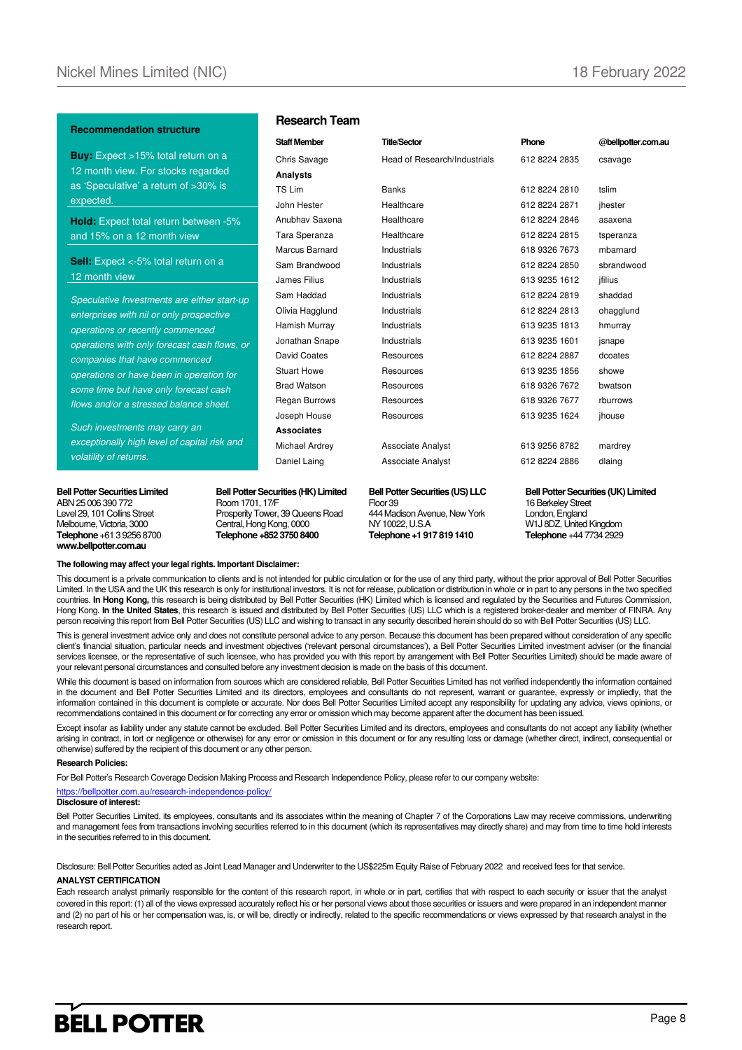**Recommendation structure**

**Buy:** Expect >15% total return on a 12 month view. For stocks regarded as 'Speculative' a return of >30% is expected.

**Hold:** Expect total return between -5% and 15% on a 12 month view

**Sell:** Expect <-5% total return on a 12 month view

*Speculative Investments are either start-up enterprises with nil or only prospective operations or recently commenced operations with only forecast cash flows, or companies that have commenced operations or have been in operation for some time but have only forecast cash flows and/or a stressed balance sheet.*

*Such investments may carry an exceptionally high level of capital risk and volatility of returns.*

## Research Team

| Staff Member | Title/Sector | Phone | @bellpotter.com.au |
|---|---|---|---|
| Chris Savage | Head of Research/Industrials | 612 8224 2835 | csavage |
| **Analysts** | | | |
| TS Lim | Banks | 612 8224 2810 | tslim |
| John Hester | Healthcare | 612 8224 2871 | jhester |
| Anubhav Saxena | Healthcare | 612 8224 2846 | asaxena |
| Tara Speranza | Healthcare | 612 8224 2815 | tsperanza |
| Marcus Barnard | Industrials | 618 9326 7673 | mbarnard |
| Sam Brandwood | Industrials | 612 8224 2850 | sbrandwood |
| James Filius | Industrials | 613 9235 1612 | jfilius |
| Sam Haddad | Industrials | 612 8224 2819 | shaddad |
| Olivia Hagglund | Industrials | 612 8224 2813 | ohagglund |
| Hamish Murray | Industrials | 613 9235 1813 | hmurray |
| Jonathan Snape | Industrials | 613 9235 1601 | jsnape |
| David Coates | Resources | 612 8224 2887 | dcoates |
| Stuart Howe | Resources | 613 9235 1856 | showe |
| Brad Watson | Resources | 618 9326 7672 | bwatson |
| Regan Burrows | Resources | 618 9326 7677 | rburrows |
| Joseph House | Resources | 613 9235 1624 | jhouse |
| **Associates** | | | |
| Michael Ardrey | Associate Analyst | 613 9256 8782 | mardrey |
| Daniel Laing | Associate Analyst | 612 8224 2886 | dlaing |

**Bell Potter Securities Limited**
ABN 25 006 390 772
Level 29, 101 Collins Street
Melbourne, Victoria, 3000
**Telephone** +61 3 9256 8700
**www.bellpotter.com.au**

**Bell Potter Securities (HK) Limited**
Room 1701, 17/F
Prosperity Tower, 39 Queens Road
Central, Hong Kong, 0000
**Telephone +852 3750 8400**

**Bell Potter Securities (US) LLC**
Floor 39
444 Madison Avenue, New York
NY 10022, U.S.A
**Telephone +1 917 819 1410**

**Bell Potter Securities (UK) Limited**
16 Berkeley Street
London, England
W1J 8DZ, United Kingdom
**Telephone** +44 7734 2929

**The following may affect your legal rights. Important Disclaimer:**

This document is a private communication to clients and is not intended for public circulation or for the use of any third party, without the prior approval of Bell Potter Securities Limited. In the USA and the UK this research is only for institutional investors. It is not for release, publication or distribution in whole or in part to any persons in the two specified countries. **In Hong Kong,** this research is being distributed by Bell Potter Securities (HK) Limited which is licensed and regulated by the Securities and Futures Commission, Hong Kong. **In the United States**, this research is issued and distributed by Bell Potter Securities (US) LLC which is a registered broker-dealer and member of FINRA. Any person receiving this report from Bell Potter Securities (US) LLC and wishing to transact in any security described herein should do so with Bell Potter Securities (US) LLC.

This is general investment advice only and does not constitute personal advice to any person. Because this document has been prepared without consideration of any specific client's financial situation, particular needs and investment objectives ('relevant personal circumstances'), a Bell Potter Securities Limited investment adviser (or the financial services licensee, or the representative of such licensee, who has provided you with this report by arrangement with Bell Potter Securities Limited) should be made aware of your relevant personal circumstances and consulted before any investment decision is made on the basis of this document.

While this document is based on information from sources which are considered reliable, Bell Potter Securities Limited has not verified independently the information contained in the document and Bell Potter Securities Limited and its directors, employees and consultants do not represent, warrant or guarantee, expressly or impliedly, that the information contained in this document is complete or accurate. Nor does Bell Potter Securities Limited accept any responsibility for updating any advice, views opinions, or recommendations contained in this document or for correcting any error or omission which may become apparent after the document has been issued.

Except insofar as liability under any statute cannot be excluded. Bell Potter Securities Limited and its directors, employees and consultants do not accept any liability (whether arising in contract, in tort or negligence or otherwise) for any error or omission in this document or for any resulting loss or damage (whether direct, indirect, consequential or otherwise) suffered by the recipient of this document or any other person.

**Research Policies:**

For Bell Potter's Research Coverage Decision Making Process and Research Independence Policy, please refer to our company website:

https://bellpotter.com.au/research-independence-policy/

**Disclosure of interest:**

Bell Potter Securities Limited, its employees, consultants and its associates within the meaning of Chapter 7 of the Corporations Law may receive commissions, underwriting and management fees from transactions involving securities referred to in this document (which its representatives may directly share) and may from time to time hold interests in the securities referred to in this document.

Disclosure: Bell Potter Securities acted as Joint Lead Manager and Underwriter to the US$225m Equity Raise of February 2022 and received fees for that service.

**ANALYST CERTIFICATION**

Each research analyst primarily responsible for the content of this research report, in whole or in part, certifies that with respect to each security or issuer that the analyst covered in this report: (1) all of the views expressed accurately reflect his or her personal views about those securities or issuers and were prepared in an independent manner and (2) no part of his or her compensation was, is, or will be, directly or indirectly, related to the specific recommendations or views expressed by that research analyst in the research report.